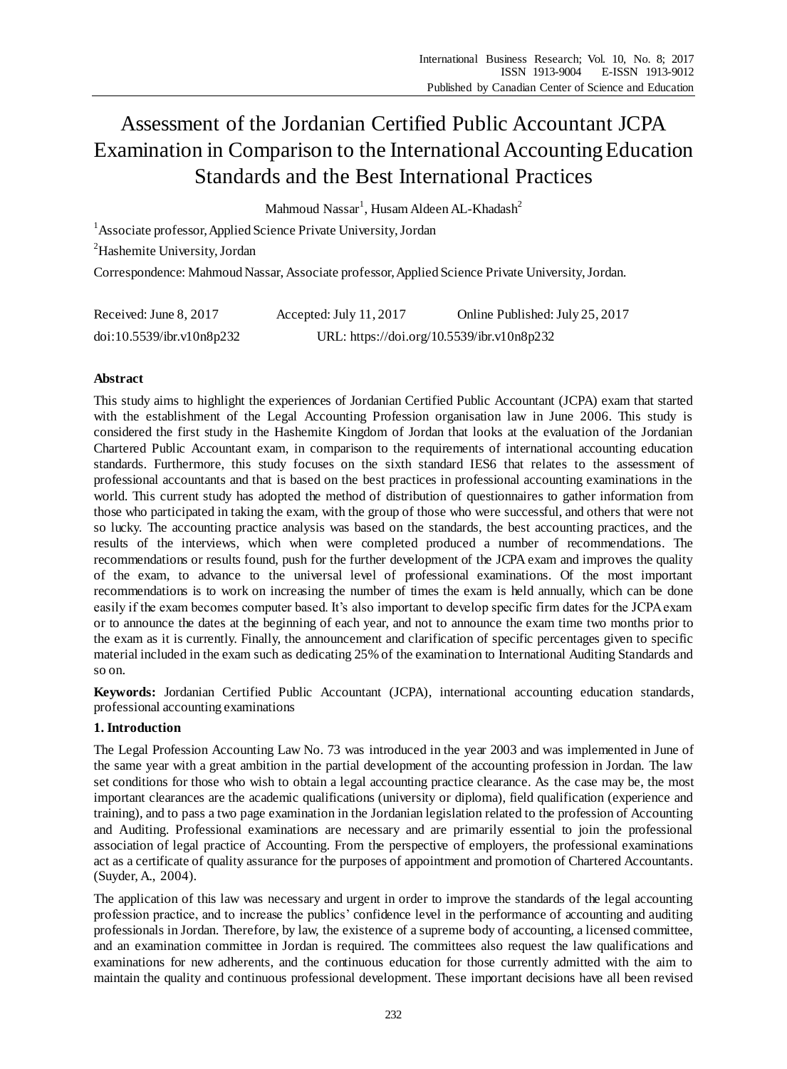# Assessment of the Jordanian Certified Public Accountant JCPA Examination in Comparison to the International Accounting Education Standards and the Best International Practices

Mahmoud Nassar[1], Husam Aldeen AL-Khadash[2]

[1]Associate professor, Applied Science Private University, Jordan

[2]Hashemite University, Jordan

Correspondence: Mahmoud Nassar, Associate professor, Applied Science Private University, Jordan.

| Received: June 8, 2017 | Accepted: July 11, 2017 | Online Published: July 25, 2017 |
|---|---|---|
| doi:10.5539/ibr.v10n8p232 | URL: https://doi.org/10.5539/ibr.v10n8p232 | |

## Abstract

This study aims to highlight the experiences of Jordanian Certified Public Accountant (JCPA) exam that started with the establishment of the Legal Accounting Profession organisation law in June 2006. This study is considered the first study in the Hashemite Kingdom of Jordan that looks at the evaluation of the Jordanian Chartered Public Accountant exam, in comparison to the requirements of international accounting education standards. Furthermore, this study focuses on the sixth standard IES6 that relates to the assessment of professional accountants and that is based on the best practices in professional accounting examinations in the world. This current study has adopted the method of distribution of questionnaires to gather information from those who participated in taking the exam, with the group of those who were successful, and others that were not so lucky. The accounting practice analysis was based on the standards, the best accounting practices, and the results of the interviews, which when were completed produced a number of recommendations. The recommendations or results found, push for the further development of the JCPA exam and improves the quality of the exam, to advance to the universal level of professional examinations. Of the most important recommendations is to work on increasing the number of times the exam is held annually, which can be done easily if the exam becomes computer based. It's also important to develop specific firm dates for the JCPA exam or to announce the dates at the beginning of each year, and not to announce the exam time two months prior to the exam as it is currently. Finally, the announcement and clarification of specific percentages given to specific material included in the exam such as dedicating 25% of the examination to International Auditing Standards and so on.

**Keywords:** Jordanian Certified Public Accountant (JCPA), international accounting education standards, professional accounting examinations

## 1. Introduction

The Legal Profession Accounting Law No. 73 was introduced in the year 2003 and was implemented in June of the same year with a great ambition in the partial development of the accounting profession in Jordan. The law set conditions for those who wish to obtain a legal accounting practice clearance. As the case may be, the most important clearances are the academic qualifications (university or diploma), field qualification (experience and training), and to pass a two page examination in the Jordanian legislation related to the profession of Accounting and Auditing. Professional examinations are necessary and are primarily essential to join the professional association of legal practice of Accounting. From the perspective of employers, the professional examinations act as a certificate of quality assurance for the purposes of appointment and promotion of Chartered Accountants. (Suyder, A., 2004).

The application of this law was necessary and urgent in order to improve the standards of the legal accounting profession practice, and to increase the publics' confidence level in the performance of accounting and auditing professionals in Jordan. Therefore, by law, the existence of a supreme body of accounting, a licensed committee, and an examination committee in Jordan is required. The committees also request the law qualifications and examinations for new adherents, and the continuous education for those currently admitted with the aim to maintain the quality and continuous professional development. These important decisions have all been revised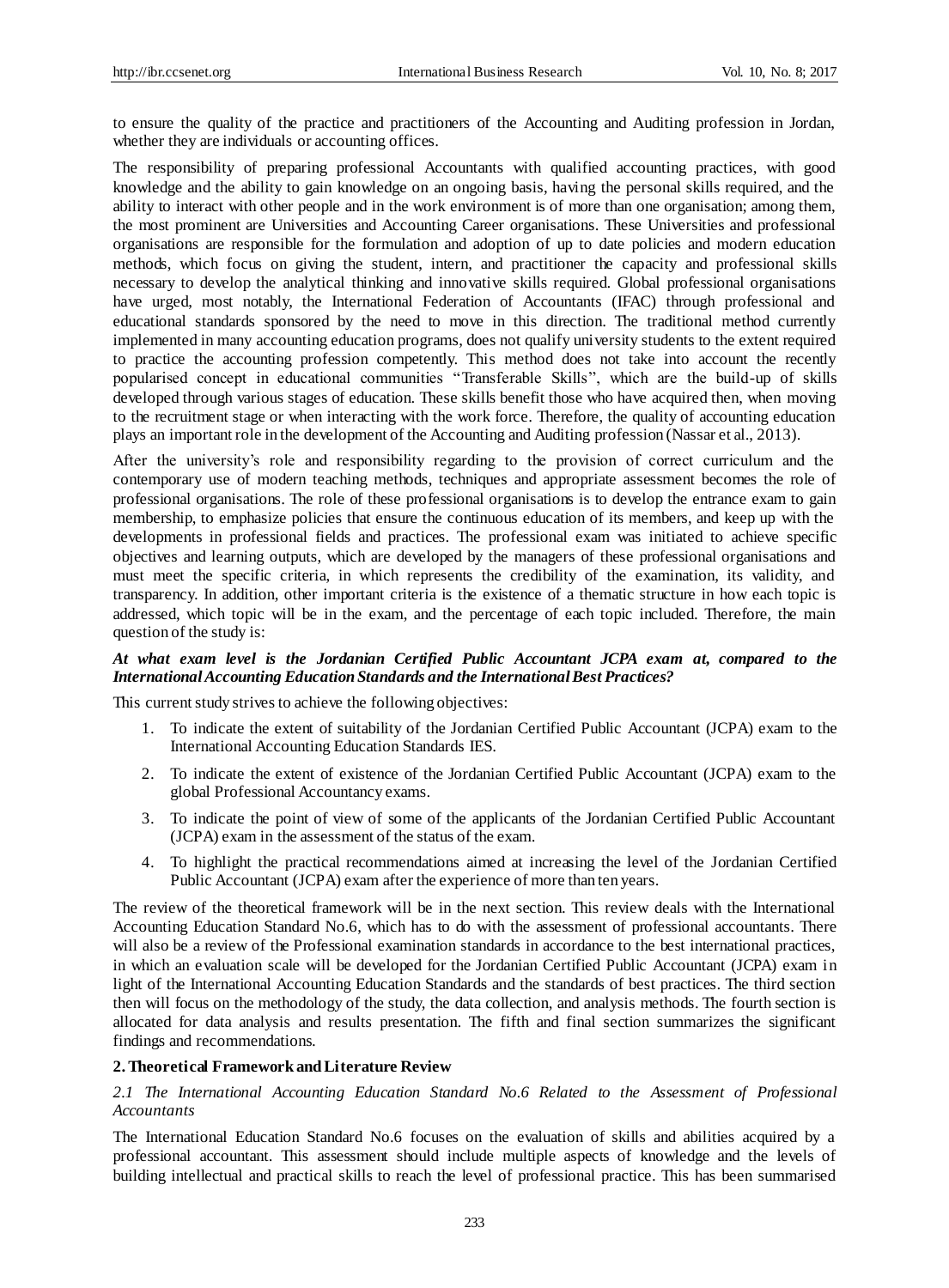to ensure the quality of the practice and practitioners of the Accounting and Auditing profession in Jordan, whether they are individuals or accounting offices.

The responsibility of preparing professional Accountants with qualified accounting practices, with good knowledge and the ability to gain knowledge on an ongoing basis, having the personal skills required, and the ability to interact with other people and in the work environment is of more than one organisation; among them, the most prominent are Universities and Accounting Career organisations. These Universities and professional organisations are responsible for the formulation and adoption of up to date policies and modern education methods, which focus on giving the student, intern, and practitioner the capacity and professional skills necessary to develop the analytical thinking and innovative skills required. Global professional organisations have urged, most notably, the International Federation of Accountants (IFAC) through professional and educational standards sponsored by the need to move in this direction. The traditional method currently implemented in many accounting education programs, does not qualify university students to the extent required to practice the accounting profession competently. This method does not take into account the recently popularised concept in educational communities "Transferable Skills", which are the build-up of skills developed through various stages of education. These skills benefit those who have acquired then, when moving to the recruitment stage or when interacting with the work force. Therefore, the quality of accounting education plays an important role in the development of the Accounting and Auditing profession (Nassar et al., 2013).

After the university's role and responsibility regarding to the provision of correct curriculum and the contemporary use of modern teaching methods, techniques and appropriate assessment becomes the role of professional organisations. The role of these professional organisations is to develop the entrance exam to gain membership, to emphasize policies that ensure the continuous education of its members, and keep up with the developments in professional fields and practices. The professional exam was initiated to achieve specific objectives and learning outputs, which are developed by the managers of these professional organisations and must meet the specific criteria, in which represents the credibility of the examination, its validity, and transparency. In addition, other important criteria is the existence of a thematic structure in how each topic is addressed, which topic will be in the exam, and the percentage of each topic included. Therefore, the main question of the study is:

***At what exam level is the Jordanian Certified Public Accountant JCPA exam at, compared to the International Accounting Education Standards and the International Best Practices?***

This current study strives to achieve the following objectives:

1. To indicate the extent of suitability of the Jordanian Certified Public Accountant (JCPA) exam to the International Accounting Education Standards IES.
2. To indicate the extent of existence of the Jordanian Certified Public Accountant (JCPA) exam to the global Professional Accountancy exams.
3. To indicate the point of view of some of the applicants of the Jordanian Certified Public Accountant (JCPA) exam in the assessment of the status of the exam.
4. To highlight the practical recommendations aimed at increasing the level of the Jordanian Certified Public Accountant (JCPA) exam after the experience of more than ten years.

The review of the theoretical framework will be in the next section. This review deals with the International Accounting Education Standard No.6, which has to do with the assessment of professional accountants. There will also be a review of the Professional examination standards in accordance to the best international practices, in which an evaluation scale will be developed for the Jordanian Certified Public Accountant (JCPA) exam in light of the International Accounting Education Standards and the standards of best practices. The third section then will focus on the methodology of the study, the data collection, and analysis methods. The fourth section is allocated for data analysis and results presentation. The fifth and final section summarizes the significant findings and recommendations.

## 2. Theoretical Framework and Literature Review

### *2.1 The International Accounting Education Standard No.6 Related to the Assessment of Professional Accountants*

The International Education Standard No.6 focuses on the evaluation of skills and abilities acquired by a professional accountant. This assessment should include multiple aspects of knowledge and the levels of building intellectual and practical skills to reach the level of professional practice. This has been summarised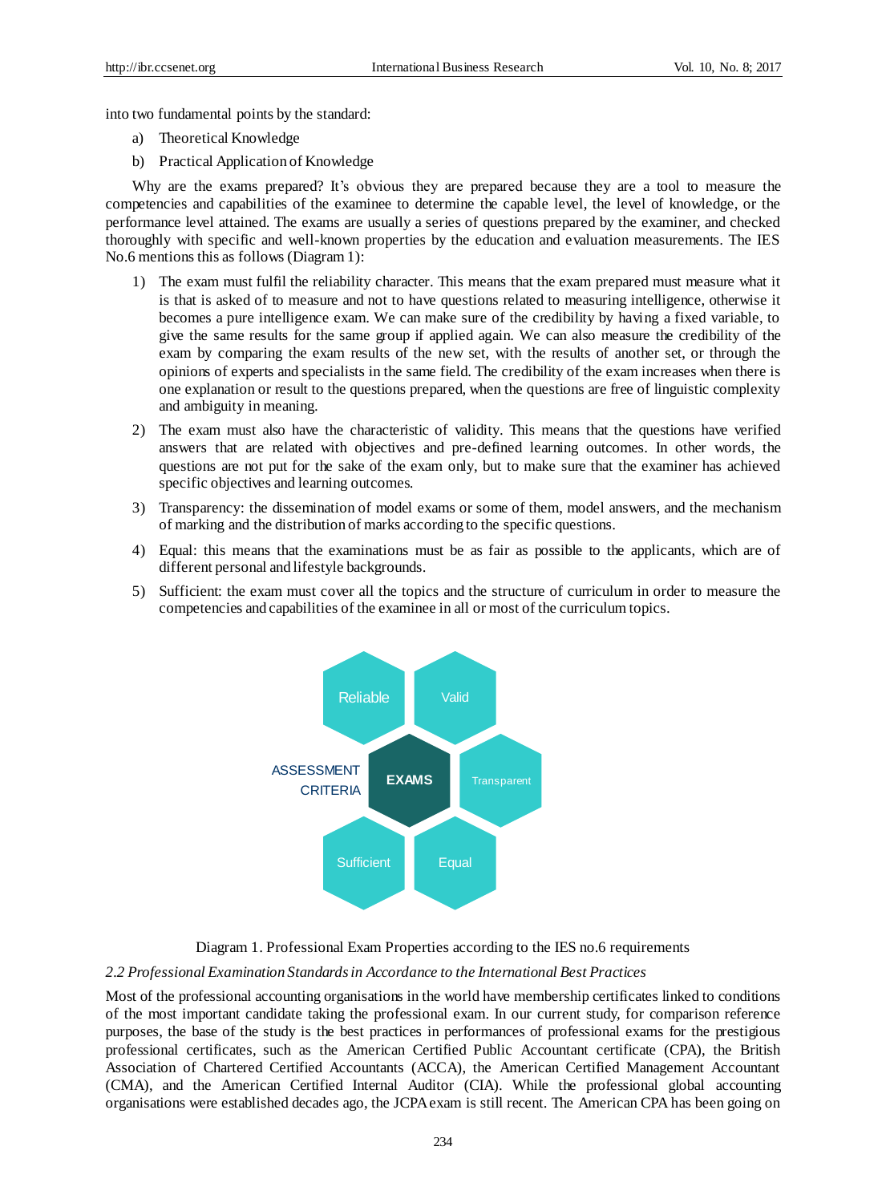into two fundamental points by the standard:

a) Theoretical Knowledge

b) Practical Application of Knowledge

Why are the exams prepared? It's obvious they are prepared because they are a tool to measure the competencies and capabilities of the examinee to determine the capable level, the level of knowledge, or the performance level attained. The exams are usually a series of questions prepared by the examiner, and checked thoroughly with specific and well-known properties by the education and evaluation measurements. The IES No.6 mentions this as follows (Diagram 1):

1) The exam must fulfil the reliability character. This means that the exam prepared must measure what it is that is asked of to measure and not to have questions related to measuring intelligence, otherwise it becomes a pure intelligence exam. We can make sure of the credibility by having a fixed variable, to give the same results for the same group if applied again. We can also measure the credibility of the exam by comparing the exam results of the new set, with the results of another set, or through the opinions of experts and specialists in the same field. The credibility of the exam increases when there is one explanation or result to the questions prepared, when the questions are free of linguistic complexity and ambiguity in meaning.

2) The exam must also have the characteristic of validity. This means that the questions have verified answers that are related with objectives and pre-defined learning outcomes. In other words, the questions are not put for the sake of the exam only, but to make sure that the examiner has achieved specific objectives and learning outcomes.

3) Transparency: the dissemination of model exams or some of them, model answers, and the mechanism of marking and the distribution of marks according to the specific questions.

4) Equal: this means that the examinations must be as fair as possible to the applicants, which are of different personal and lifestyle backgrounds.

5) Sufficient: the exam must cover all the topics and the structure of curriculum in order to measure the competencies and capabilities of the examinee in all or most of the curriculum topics.

ASSESSMENT CRITERIA — EXAMS: Reliable, Valid, Transparent, Equal, Sufficient

Diagram 1. Professional Exam Properties according to the IES no.6 requirements

### *2.2 Professional Examination Standards in Accordance to the International Best Practices*

Most of the professional accounting organisations in the world have membership certificates linked to conditions of the most important candidate taking the professional exam. In our current study, for comparison reference purposes, the base of the study is the best practices in performances of professional exams for the prestigious professional certificates, such as the American Certified Public Accountant certificate (CPA), the British Association of Chartered Certified Accountants (ACCA), the American Certified Management Accountant (CMA), and the American Certified Internal Auditor (CIA). While the professional global accounting organisations were established decades ago, the JCPA exam is still recent. The American CPA has been going on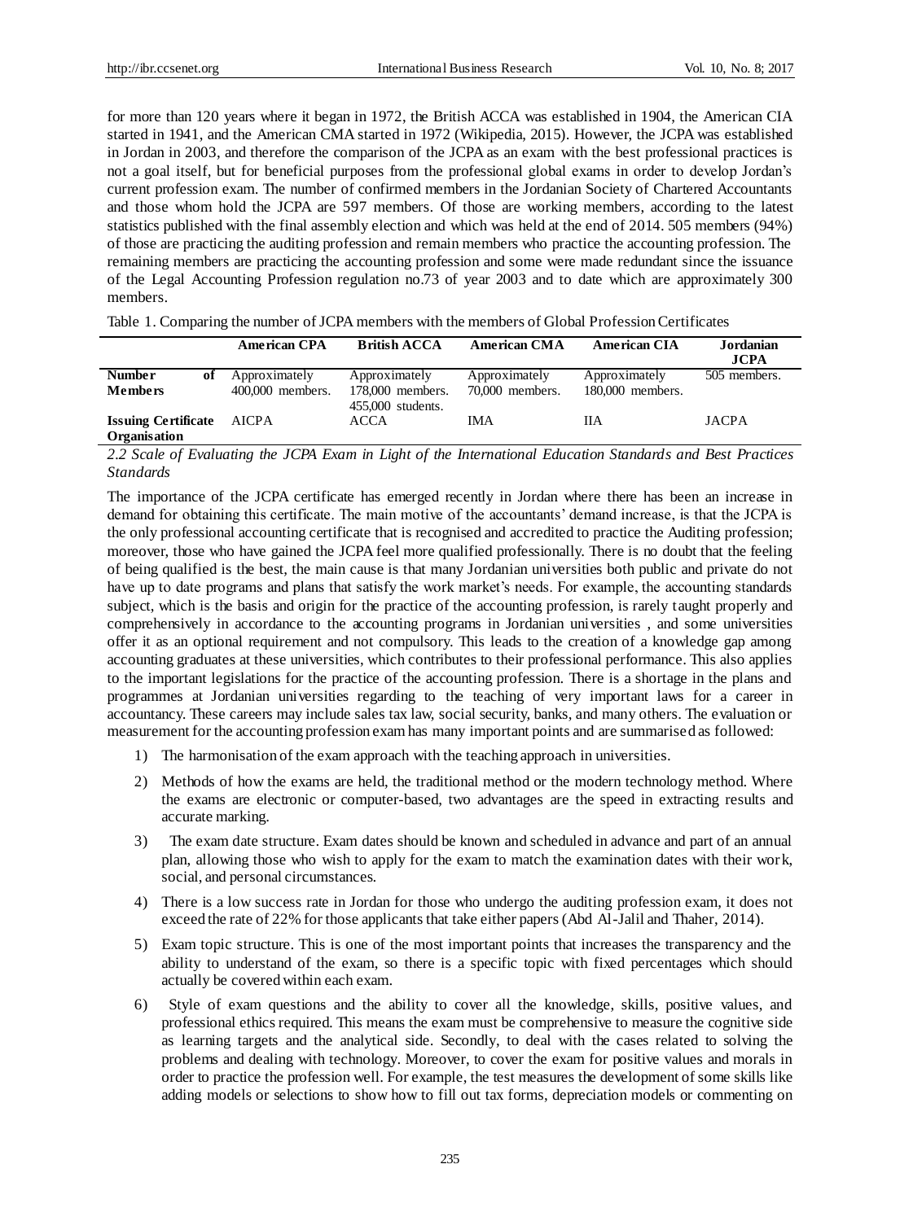for more than 120 years where it began in 1972, the British ACCA was established in 1904, the American CIA started in 1941, and the American CMA started in 1972 (Wikipedia, 2015). However, the JCPA was established in Jordan in 2003, and therefore the comparison of the JCPA as an exam with the best professional practices is not a goal itself, but for beneficial purposes from the professional global exams in order to develop Jordan's current profession exam. The number of confirmed members in the Jordanian Society of Chartered Accountants and those whom hold the JCPA are 597 members. Of those are working members, according to the latest statistics published with the final assembly election and which was held at the end of 2014. 505 members (94%) of those are practicing the auditing profession and remain members who practice the accounting profession. The remaining members are practicing the accounting profession and some were made redundant since the issuance of the Legal Accounting Profession regulation no.73 of year 2003 and to date which are approximately 300 members.

Table 1. Comparing the number of JCPA members with the members of Global Profession Certificates

| | **American CPA** | **British ACCA** | **American CMA** | **American CIA** | **Jordanian JCPA** |
|---|---|---|---|---|---|
| **Number of Members** | Approximately 400,000 members. | Approximately 178,000 members. 455,000 students. | Approximately 70,000 members. | Approximately 180,000 members. | 505 members. |
| **Issuing Certificate Organisation** | AICPA | ACCA | IMA | IIA | JACPA |

*2.2 Scale of Evaluating the JCPA Exam in Light of the International Education Standards and Best Practices Standards*

The importance of the JCPA certificate has emerged recently in Jordan where there has been an increase in demand for obtaining this certificate. The main motive of the accountants' demand increase, is that the JCPA is the only professional accounting certificate that is recognised and accredited to practice the Auditing profession; moreover, those who have gained the JCPA feel more qualified professionally. There is no doubt that the feeling of being qualified is the best, the main cause is that many Jordanian universities both public and private do not have up to date programs and plans that satisfy the work market's needs. For example, the accounting standards subject, which is the basis and origin for the practice of the accounting profession, is rarely taught properly and comprehensively in accordance to the accounting programs in Jordanian universities , and some universities offer it as an optional requirement and not compulsory. This leads to the creation of a knowledge gap among accounting graduates at these universities, which contributes to their professional performance. This also applies to the important legislations for the practice of the accounting profession. There is a shortage in the plans and programmes at Jordanian universities regarding to the teaching of very important laws for a career in accountancy. These careers may include sales tax law, social security, banks, and many others. The evaluation or measurement for the accounting profession exam has many important points and are summarised as followed:

1) The harmonisation of the exam approach with the teaching approach in universities.

2) Methods of how the exams are held, the traditional method or the modern technology method. Where the exams are electronic or computer-based, two advantages are the speed in extracting results and accurate marking.

3) The exam date structure. Exam dates should be known and scheduled in advance and part of an annual plan, allowing those who wish to apply for the exam to match the examination dates with their work, social, and personal circumstances.

4) There is a low success rate in Jordan for those who undergo the auditing profession exam, it does not exceed the rate of 22% for those applicants that take either papers (Abd Al-Jalil and Thaher, 2014).

5) Exam topic structure. This is one of the most important points that increases the transparency and the ability to understand of the exam, so there is a specific topic with fixed percentages which should actually be covered within each exam.

6) Style of exam questions and the ability to cover all the knowledge, skills, positive values, and professional ethics required. This means the exam must be comprehensive to measure the cognitive side as learning targets and the analytical side. Secondly, to deal with the cases related to solving the problems and dealing with technology. Moreover, to cover the exam for positive values and morals in order to practice the profession well. For example, the test measures the development of some skills like adding models or selections to show how to fill out tax forms, depreciation models or commenting on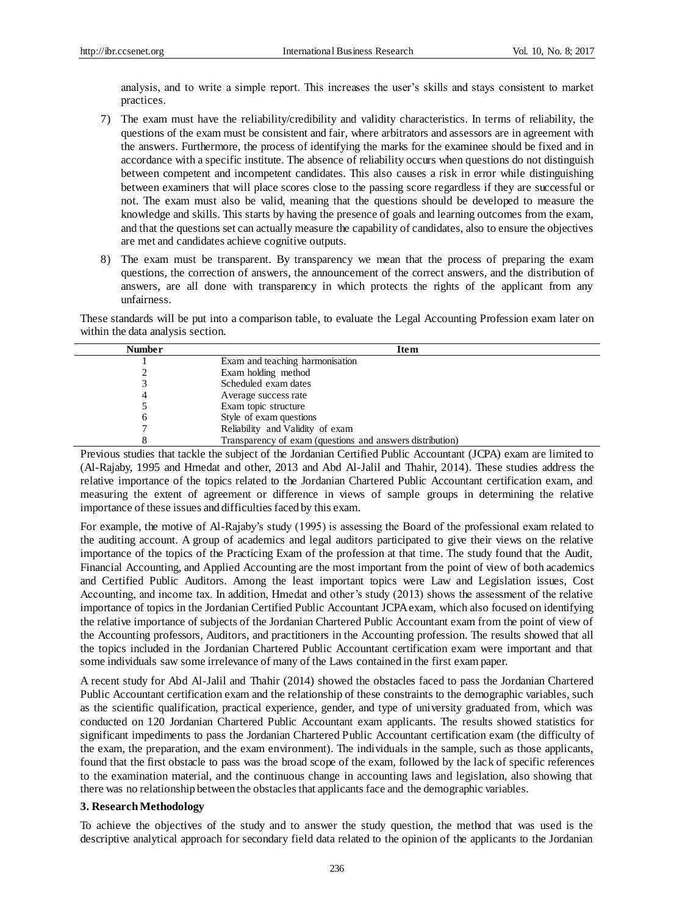analysis, and to write a simple report. This increases the user's skills and stays consistent to market practices.

7) The exam must have the reliability/credibility and validity characteristics. In terms of reliability, the questions of the exam must be consistent and fair, where arbitrators and assessors are in agreement with the answers. Furthermore, the process of identifying the marks for the examinee should be fixed and in accordance with a specific institute. The absence of reliability occurs when questions do not distinguish between competent and incompetent candidates. This also causes a risk in error while distinguishing between examiners that will place scores close to the passing score regardless if they are successful or not. The exam must also be valid, meaning that the questions should be developed to measure the knowledge and skills. This starts by having the presence of goals and learning outcomes from the exam, and that the questions set can actually measure the capability of candidates, also to ensure the objectives are met and candidates achieve cognitive outputs.

8) The exam must be transparent. By transparency we mean that the process of preparing the exam questions, the correction of answers, the announcement of the correct answers, and the distribution of answers, are all done with transparency in which protects the rights of the applicant from any unfairness.

These standards will be put into a comparison table, to evaluate the Legal Accounting Profession exam later on within the data analysis section.

| Number | Item |
|---|---|
| 1 | Exam and teaching harmonisation |
| 2 | Exam holding method |
| 3 | Scheduled exam dates |
| 4 | Average success rate |
| 5 | Exam topic structure |
| 6 | Style of exam questions |
| 7 | Reliability and Validity of exam |
| 8 | Transparency of exam (questions and answers distribution) |

Previous studies that tackle the subject of the Jordanian Certified Public Accountant (JCPA) exam are limited to (Al-Rajaby, 1995 and Hmedat and other, 2013 and Abd Al-Jalil and Thahir, 2014). These studies address the relative importance of the topics related to the Jordanian Chartered Public Accountant certification exam, and measuring the extent of agreement or difference in views of sample groups in determining the relative importance of these issues and difficulties faced by this exam.

For example, the motive of Al-Rajaby's study (1995) is assessing the Board of the professional exam related to the auditing account. A group of academics and legal auditors participated to give their views on the relative importance of the topics of the Practicing Exam of the profession at that time. The study found that the Audit, Financial Accounting, and Applied Accounting are the most important from the point of view of both academics and Certified Public Auditors. Among the least important topics were Law and Legislation issues, Cost Accounting, and income tax. In addition, Hmedat and other's study (2013) shows the assessment of the relative importance of topics in the Jordanian Certified Public Accountant JCPA exam, which also focused on identifying the relative importance of subjects of the Jordanian Chartered Public Accountant exam from the point of view of the Accounting professors, Auditors, and practitioners in the Accounting profession. The results showed that all the topics included in the Jordanian Chartered Public Accountant certification exam were important and that some individuals saw some irrelevance of many of the Laws contained in the first exam paper.

A recent study for Abd Al-Jalil and Thahir (2014) showed the obstacles faced to pass the Jordanian Chartered Public Accountant certification exam and the relationship of these constraints to the demographic variables, such as the scientific qualification, practical experience, gender, and type of university graduated from, which was conducted on 120 Jordanian Chartered Public Accountant exam applicants. The results showed statistics for significant impediments to pass the Jordanian Chartered Public Accountant certification exam (the difficulty of the exam, the preparation, and the exam environment). The individuals in the sample, such as those applicants, found that the first obstacle to pass was the broad scope of the exam, followed by the lack of specific references to the examination material, and the continuous change in accounting laws and legislation, also showing that there was no relationship between the obstacles that applicants face and the demographic variables.

### 3. Research Methodology

To achieve the objectives of the study and to answer the study question, the method that was used is the descriptive analytical approach for secondary field data related to the opinion of the applicants to the Jordanian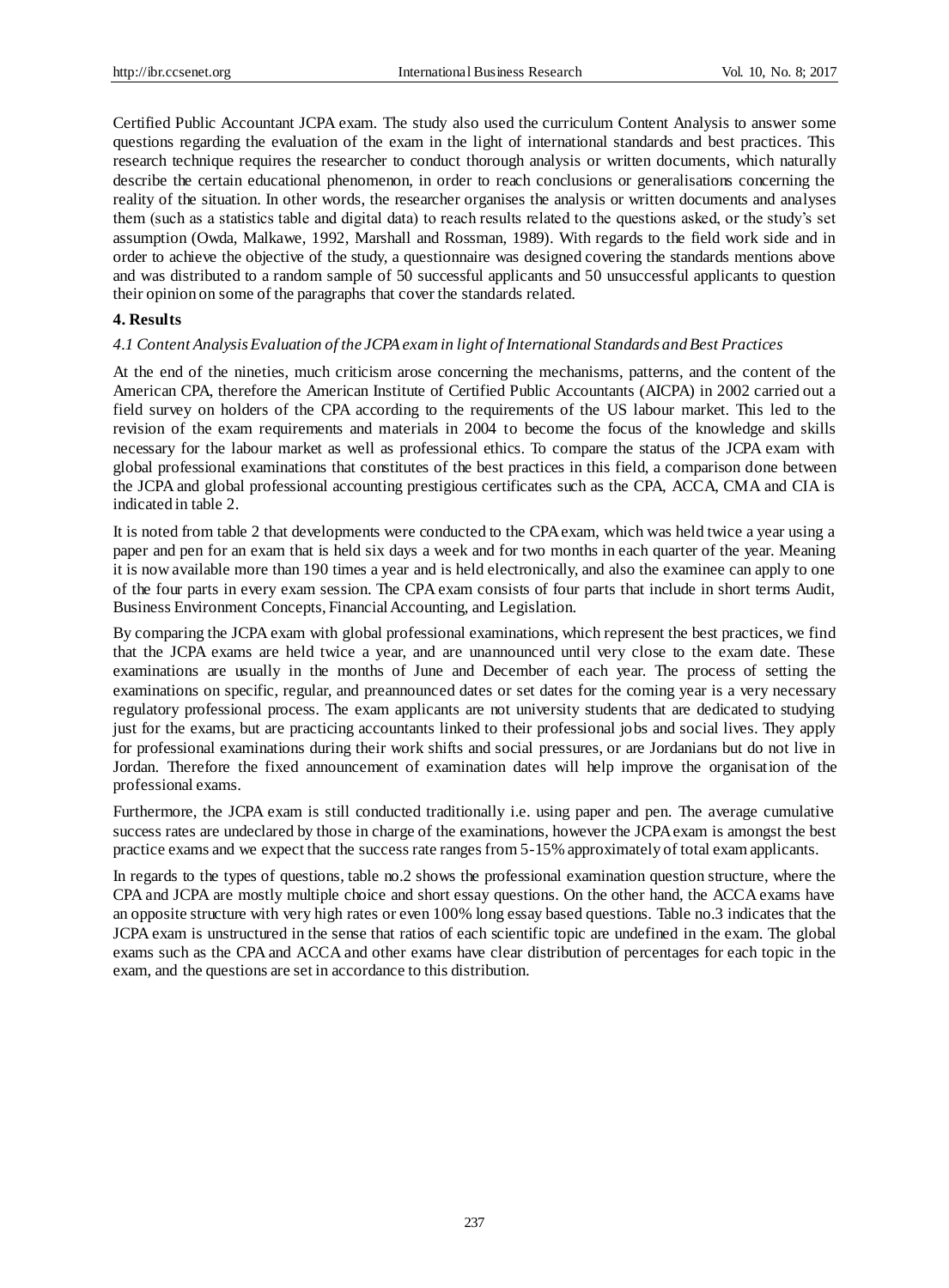Certified Public Accountant JCPA exam. The study also used the curriculum Content Analysis to answer some questions regarding the evaluation of the exam in the light of international standards and best practices. This research technique requires the researcher to conduct thorough analysis or written documents, which naturally describe the certain educational phenomenon, in order to reach conclusions or generalisations concerning the reality of the situation. In other words, the researcher organises the analysis or written documents and analyses them (such as a statistics table and digital data) to reach results related to the questions asked, or the study's set assumption (Owda, Malkawe, 1992, Marshall and Rossman, 1989). With regards to the field work side and in order to achieve the objective of the study, a questionnaire was designed covering the standards mentions above and was distributed to a random sample of 50 successful applicants and 50 unsuccessful applicants to question their opinion on some of the paragraphs that cover the standards related.

## 4. Results

### *4.1 Content Analysis Evaluation of the JCPA exam in light of International Standards and Best Practices*

At the end of the nineties, much criticism arose concerning the mechanisms, patterns, and the content of the American CPA, therefore the American Institute of Certified Public Accountants (AICPA) in 2002 carried out a field survey on holders of the CPA according to the requirements of the US labour market. This led to the revision of the exam requirements and materials in 2004 to become the focus of the knowledge and skills necessary for the labour market as well as professional ethics. To compare the status of the JCPA exam with global professional examinations that constitutes of the best practices in this field, a comparison done between the JCPA and global professional accounting prestigious certificates such as the CPA, ACCA, CMA and CIA is indicated in table 2.

It is noted from table 2 that developments were conducted to the CPA exam, which was held twice a year using a paper and pen for an exam that is held six days a week and for two months in each quarter of the year. Meaning it is now available more than 190 times a year and is held electronically, and also the examinee can apply to one of the four parts in every exam session. The CPA exam consists of four parts that include in short terms Audit, Business Environment Concepts, Financial Accounting, and Legislation.

By comparing the JCPA exam with global professional examinations, which represent the best practices, we find that the JCPA exams are held twice a year, and are unannounced until very close to the exam date. These examinations are usually in the months of June and December of each year. The process of setting the examinations on specific, regular, and preannounced dates or set dates for the coming year is a very necessary regulatory professional process. The exam applicants are not university students that are dedicated to studying just for the exams, but are practicing accountants linked to their professional jobs and social lives. They apply for professional examinations during their work shifts and social pressures, or are Jordanians but do not live in Jordan. Therefore the fixed announcement of examination dates will help improve the organisation of the professional exams.

Furthermore, the JCPA exam is still conducted traditionally i.e. using paper and pen. The average cumulative success rates are undeclared by those in charge of the examinations, however the JCPA exam is amongst the best practice exams and we expect that the success rate ranges from 5-15% approximately of total exam applicants.

In regards to the types of questions, table no.2 shows the professional examination question structure, where the CPA and JCPA are mostly multiple choice and short essay questions. On the other hand, the ACCA exams have an opposite structure with very high rates or even 100% long essay based questions. Table no.3 indicates that the JCPA exam is unstructured in the sense that ratios of each scientific topic are undefined in the exam. The global exams such as the CPA and ACCA and other exams have clear distribution of percentages for each topic in the exam, and the questions are set in accordance to this distribution.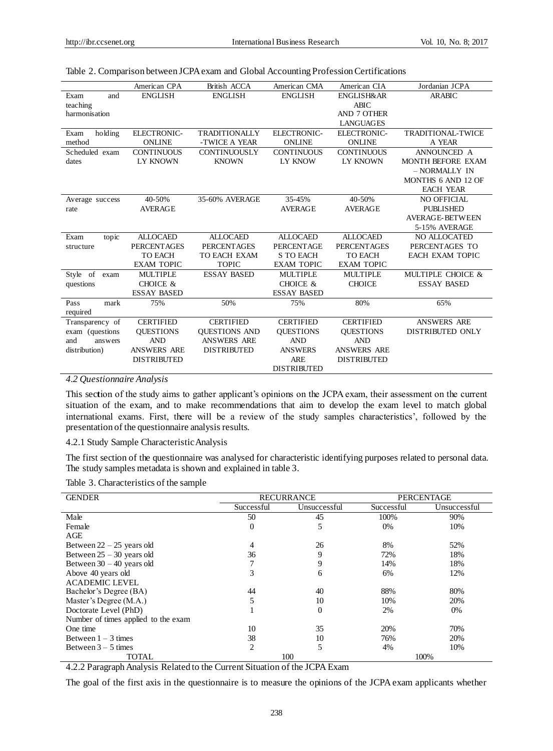Table 2. Comparison between JCPA exam and Global Accounting Profession Certifications

| | American CPA | British ACCA | American CMA | American CIA | Jordanian JCPA |
|---|---|---|---|---|---|
| Exam and teaching harmonisation | ENGLISH | ENGLISH | ENGLISH | ENGLISH&ARABIC AND 7 OTHER LANGUAGES | ARABIC |
| Exam holding method | ELECTRONIC-ONLINE | TRADITIONALLY-TWICE A YEAR | ELECTRONIC-ONLINE | ELECTRONIC-ONLINE | TRADITIONAL-TWICE A YEAR |
| Scheduled exam dates | CONTINUOUSLY KNOWN | CONTINUOUSLY KNOWN | CONTINUOUSLY KNOW | CONTINUOUSLY KNOWN | ANNOUNCED A MONTH BEFORE EXAM – NORMALLY IN MONTHS 6 AND 12 OF EACH YEAR |
| Average success rate | 40-50% AVERAGE | 35-60% AVERAGE | 35-45% AVERAGE | 40-50% AVERAGE | NO OFFICIAL PUBLISHED AVERAGE-BETWEEN 5-15% AVERAGE |
| Exam topic structure | ALLOCAED PERCENTAGES TO EACH EXAM TOPIC | ALLOCAED PERCENTAGES TO EACH EXAM TOPIC | ALLOCAED PERCENTAGES TO EACH EXAM TOPIC | ALLOCAED PERCENTAGES TO EACH EXAM TOPIC | NO ALLOCATED PERCENTAGES TO EACH EXAM TOPIC |
| Style of exam questions | MULTIPLE CHOICE & ESSAY BASED | ESSAY BASED | MULTIPLE CHOICE & ESSAY BASED | MULTIPLE CHOICE | MULTIPLE CHOICE & ESSAY BASED |
| Pass mark required | 75% | 50% | 75% | 80% | 65% |
| Transparency of exam (questions and answers distribution) | CERTIFIED QUESTIONS AND ANSWERS ARE DISTRIBUTED | CERTIFIED QUESTIONS AND ANSWERS ARE DISTRIBUTED | CERTIFIED QUESTIONS AND ANSWERS ARE DISTRIBUTED | CERTIFIED QUESTIONS AND ANSWERS ARE DISTRIBUTED | ANSWERS ARE DISTRIBUTED ONLY |

*4.2 Questionnaire Analysis*

This section of the study aims to gather applicant's opinions on the JCPA exam, their assessment on the current situation of the exam, and to make recommendations that aim to develop the exam level to match global international exams. First, there will be a review of the study samples characteristics', followed by the presentation of the questionnaire analysis results.

4.2.1 Study Sample Characteristic Analysis

The first section of the questionnaire was analysed for characteristic identifying purposes related to personal data. The study samples metadata is shown and explained in table 3.

Table 3. Characteristics of the sample

| GENDER | RECURRANCE | | PERCENTAGE | |
|---|---|---|---|---|
| | Successful | Unsuccessful | Successful | Unsuccessful |
| Male | 50 | 45 | 100% | 90% |
| Female | 0 | 5 | 0% | 10% |
| AGE | | | | |
| Between 22 – 25 years old | 4 | 26 | 8% | 52% |
| Between 25 – 30 years old | 36 | 9 | 72% | 18% |
| Between 30 – 40 years old | 7 | 9 | 14% | 18% |
| Above 40 years old | 3 | 6 | 6% | 12% |
| ACADEMIC LEVEL | | | | |
| Bachelor's Degree (BA) | 44 | 40 | 88% | 80% |
| Master's Degree (M.A.) | 5 | 10 | 10% | 20% |
| Doctorate Level (PhD) | 1 | 0 | 2% | 0% |
| Number of times applied to the exam | | | | |
| One time | 10 | 35 | 20% | 70% |
| Between 1 – 3 times | 38 | 10 | 76% | 20% |
| Between 3 – 5 times | 2 | 5 | 4% | 10% |
| TOTAL | 100 | | 100% | |

4.2.2 Paragraph Analysis Related to the Current Situation of the JCPA Exam

The goal of the first axis in the questionnaire is to measure the opinions of the JCPA exam applicants whether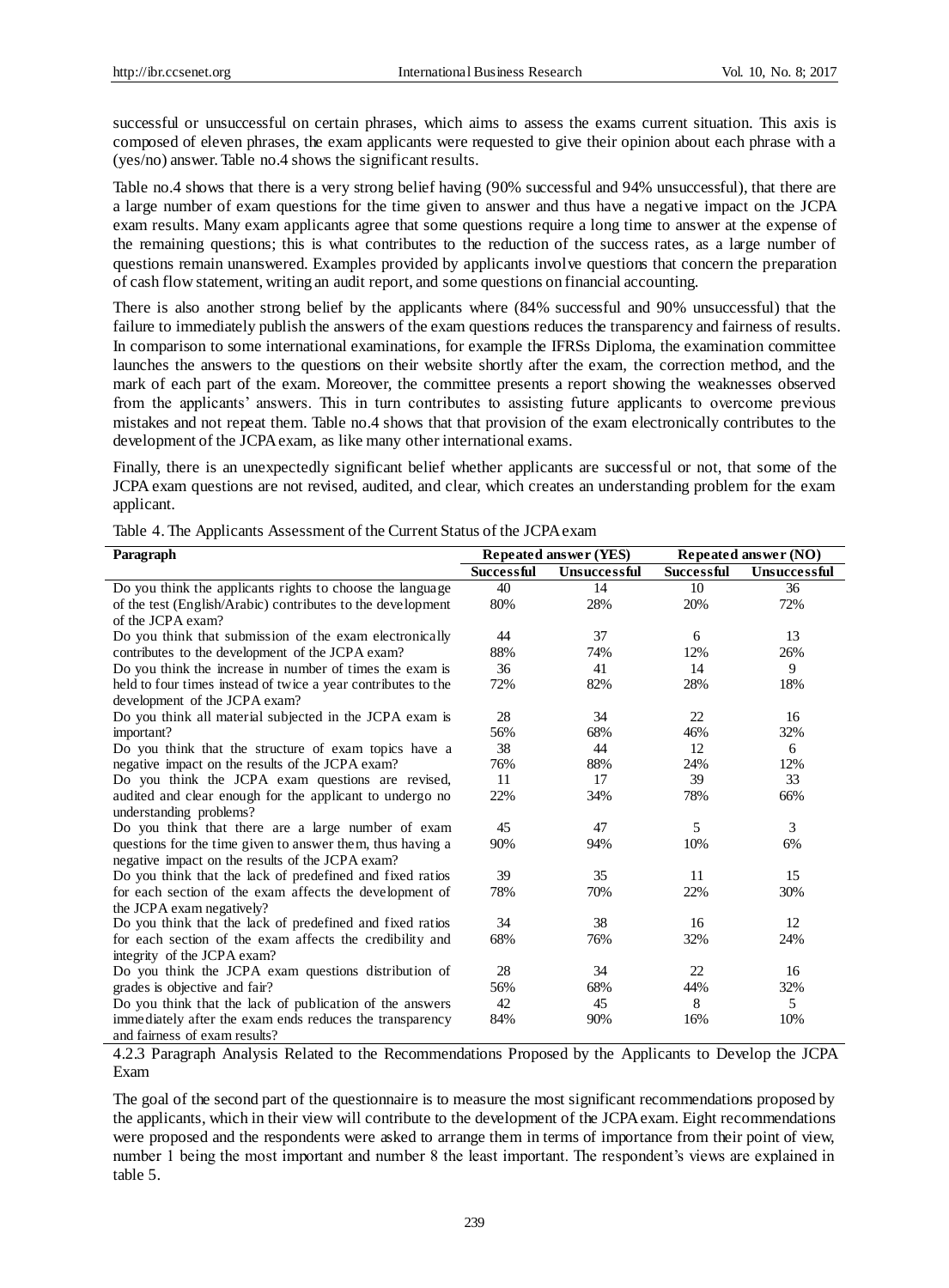successful or unsuccessful on certain phrases, which aims to assess the exams current situation. This axis is composed of eleven phrases, the exam applicants were requested to give their opinion about each phrase with a (yes/no) answer. Table no.4 shows the significant results.

Table no.4 shows that there is a very strong belief having (90% successful and 94% unsuccessful), that there are a large number of exam questions for the time given to answer and thus have a negative impact on the JCPA exam results. Many exam applicants agree that some questions require a long time to answer at the expense of the remaining questions; this is what contributes to the reduction of the success rates, as a large number of questions remain unanswered. Examples provided by applicants involve questions that concern the preparation of cash flow statement, writing an audit report, and some questions on financial accounting.

There is also another strong belief by the applicants where (84% successful and 90% unsuccessful) that the failure to immediately publish the answers of the exam questions reduces the transparency and fairness of results. In comparison to some international examinations, for example the IFRSs Diploma, the examination committee launches the answers to the questions on their website shortly after the exam, the correction method, and the mark of each part of the exam. Moreover, the committee presents a report showing the weaknesses observed from the applicants' answers. This in turn contributes to assisting future applicants to overcome previous mistakes and not repeat them. Table no.4 shows that that provision of the exam electronically contributes to the development of the JCPA exam, as like many other international exams.

Finally, there is an unexpectedly significant belief whether applicants are successful or not, that some of the JCPA exam questions are not revised, audited, and clear, which creates an understanding problem for the exam applicant.

Table 4. The Applicants Assessment of the Current Status of the JCPA exam

| Paragraph | Repeated answer (YES) | | Repeated answer (NO) | |
|---|---|---|---|---|
| | Successful | Unsuccessful | Successful | Unsuccessful |
| Do you think the applicants rights to choose the language of the test (English/Arabic) contributes to the development of the JCPA exam? | 40<br>80% | 14<br>28% | 10<br>20% | 36<br>72% |
| Do you think that submission of the exam electronically contributes to the development of the JCPA exam? | 44<br>88% | 37<br>74% | 6<br>12% | 13<br>26% |
| Do you think the increase in number of times the exam is held to four times instead of twice a year contributes to the development of the JCPA exam? | 36<br>72% | 41<br>82% | 14<br>28% | 9<br>18% |
| Do you think all material subjected in the JCPA exam is important? | 28<br>56% | 34<br>68% | 22<br>46% | 16<br>32% |
| Do you think that the structure of exam topics have a negative impact on the results of the JCPA exam? | 38<br>76% | 44<br>88% | 12<br>24% | 6<br>12% |
| Do you think the JCPA exam questions are revised, audited and clear enough for the applicant to undergo no understanding problems? | 11<br>22% | 17<br>34% | 39<br>78% | 33<br>66% |
| Do you think that there are a large number of exam questions for the time given to answer them, thus having a negative impact on the results of the JCPA exam? | 45<br>90% | 47<br>94% | 5<br>10% | 3<br>6% |
| Do you think that the lack of predefined and fixed ratios for each section of the exam affects the development of the JCPA exam negatively? | 39<br>78% | 35<br>70% | 11<br>22% | 15<br>30% |
| Do you think that the lack of predefined and fixed ratios for each section of the exam affects the credibility and integrity of the JCPA exam? | 34<br>68% | 38<br>76% | 16<br>32% | 12<br>24% |
| Do you think the JCPA exam questions distribution of grades is objective and fair? | 28<br>56% | 34<br>68% | 22<br>44% | 16<br>32% |
| Do you think that the lack of publication of the answers immediately after the exam ends reduces the transparency and fairness of exam results? | 42<br>84% | 45<br>90% | 8<br>16% | 5<br>10% |

#### 4.2.3 Paragraph Analysis Related to the Recommendations Proposed by the Applicants to Develop the JCPA Exam

The goal of the second part of the questionnaire is to measure the most significant recommendations proposed by the applicants, which in their view will contribute to the development of the JCPA exam. Eight recommendations were proposed and the respondents were asked to arrange them in terms of importance from their point of view, number 1 being the most important and number 8 the least important. The respondent's views are explained in table 5.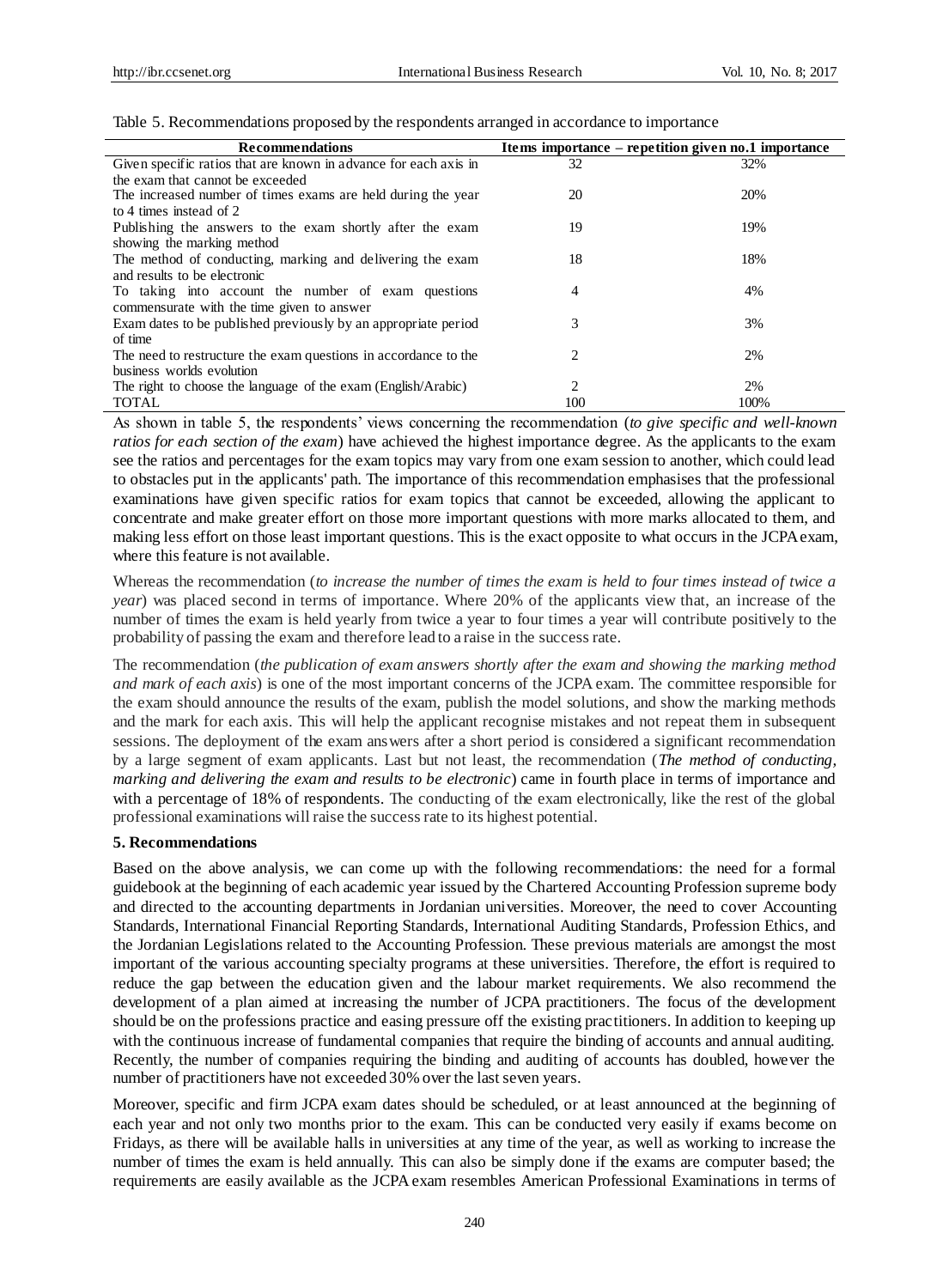Table 5. Recommendations proposed by the respondents arranged in accordance to importance

| Recommendations | Items importance – repetition given no.1 importance | |
|---|---|---|
| Given specific ratios that are known in advance for each axis in the exam that cannot be exceeded | 32 | 32% |
| The increased number of times exams are held during the year to 4 times instead of 2 | 20 | 20% |
| Publishing the answers to the exam shortly after the exam showing the marking method | 19 | 19% |
| The method of conducting, marking and delivering the exam and results to be electronic | 18 | 18% |
| To taking into account the number of exam questions commensurate with the time given to answer | 4 | 4% |
| Exam dates to be published previously by an appropriate period of time | 3 | 3% |
| The need to restructure the exam questions in accordance to the business worlds evolution | 2 | 2% |
| The right to choose the language of the exam (English/Arabic) | 2 | 2% |
| TOTAL | 100 | 100% |

As shown in table 5, the respondents' views concerning the recommendation (*to give specific and well-known ratios for each section of the exam*) have achieved the highest importance degree. As the applicants to the exam see the ratios and percentages for the exam topics may vary from one exam session to another, which could lead to obstacles put in the applicants' path. The importance of this recommendation emphasises that the professional examinations have given specific ratios for exam topics that cannot be exceeded, allowing the applicant to concentrate and make greater effort on those more important questions with more marks allocated to them, and making less effort on those least important questions. This is the exact opposite to what occurs in the JCPA exam, where this feature is not available.

Whereas the recommendation (*to increase the number of times the exam is held to four times instead of twice a year*) was placed second in terms of importance. Where 20% of the applicants view that, an increase of the number of times the exam is held yearly from twice a year to four times a year will contribute positively to the probability of passing the exam and therefore lead to a raise in the success rate.

The recommendation (*the publication of exam answers shortly after the exam and showing the marking method and mark of each axis*) is one of the most important concerns of the JCPA exam. The committee responsible for the exam should announce the results of the exam, publish the model solutions, and show the marking methods and the mark for each axis. This will help the applicant recognise mistakes and not repeat them in subsequent sessions. The deployment of the exam answers after a short period is considered a significant recommendation by a large segment of exam applicants. Last but not least, the recommendation (*The method of conducting, marking and delivering the exam and results to be electronic*) came in fourth place in terms of importance and with a percentage of 18% of respondents. The conducting of the exam electronically, like the rest of the global professional examinations will raise the success rate to its highest potential.

### 5. Recommendations

Based on the above analysis, we can come up with the following recommendations: the need for a formal guidebook at the beginning of each academic year issued by the Chartered Accounting Profession supreme body and directed to the accounting departments in Jordanian universities. Moreover, the need to cover Accounting Standards, International Financial Reporting Standards, International Auditing Standards, Profession Ethics, and the Jordanian Legislations related to the Accounting Profession. These previous materials are amongst the most important of the various accounting specialty programs at these universities. Therefore, the effort is required to reduce the gap between the education given and the labour market requirements. We also recommend the development of a plan aimed at increasing the number of JCPA practitioners. The focus of the development should be on the professions practice and easing pressure off the existing practitioners. In addition to keeping up with the continuous increase of fundamental companies that require the binding of accounts and annual auditing. Recently, the number of companies requiring the binding and auditing of accounts has doubled, however the number of practitioners have not exceeded 30% over the last seven years.

Moreover, specific and firm JCPA exam dates should be scheduled, or at least announced at the beginning of each year and not only two months prior to the exam. This can be conducted very easily if exams become on Fridays, as there will be available halls in universities at any time of the year, as well as working to increase the number of times the exam is held annually. This can also be simply done if the exams are computer based; the requirements are easily available as the JCPA exam resembles American Professional Examinations in terms of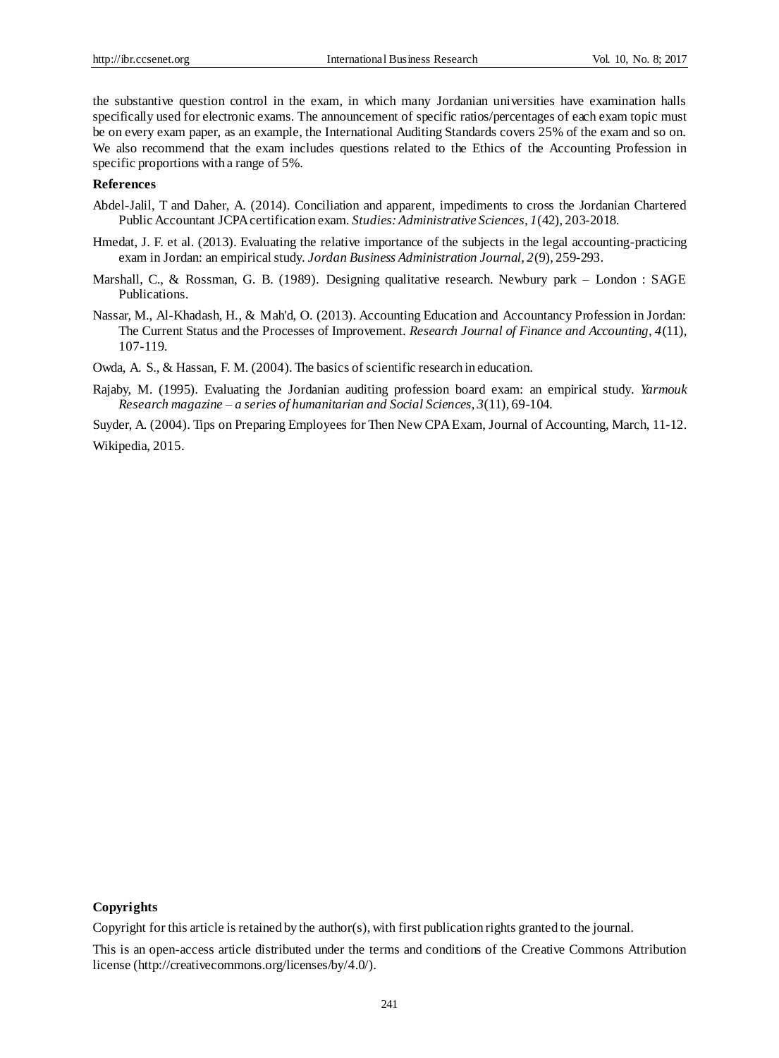the substantive question control in the exam, in which many Jordanian universities have examination halls specifically used for electronic exams. The announcement of specific ratios/percentages of each exam topic must be on every exam paper, as an example, the International Auditing Standards covers 25% of the exam and so on. We also recommend that the exam includes questions related to the Ethics of the Accounting Profession in specific proportions with a range of 5%.

## References

Abdel-Jalil, T and Daher, A. (2014). Conciliation and apparent, impediments to cross the Jordanian Chartered Public Accountant JCPA certification exam. *Studies: Administrative Sciences, 1*(42), 203-2018.

Hmedat, J. F. et al. (2013). Evaluating the relative importance of the subjects in the legal accounting-practicing exam in Jordan: an empirical study. *Jordan Business Administration Journal, 2*(9), 259-293.

Marshall, C., & Rossman, G. B. (1989). Designing qualitative research. Newbury park – London : SAGE Publications.

Nassar, M., Al-Khadash, H., & Mah'd, O. (2013). Accounting Education and Accountancy Profession in Jordan: The Current Status and the Processes of Improvement. *Research Journal of Finance and Accounting, 4*(11), 107-119.

Owda, A. S., & Hassan, F. M. (2004). The basics of scientific research in education.

Rajaby, M. (1995). Evaluating the Jordanian auditing profession board exam: an empirical study. *Yarmouk Research magazine – a series of humanitarian and Social Sciences, 3*(11), 69-104.

Suyder, A. (2004). Tips on Preparing Employees for Then New CPA Exam, Journal of Accounting, March, 11-12.

Wikipedia, 2015.

## Copyrights

Copyright for this article is retained by the author(s), with first publication rights granted to the journal.

This is an open-access article distributed under the terms and conditions of the Creative Commons Attribution license (http://creativecommons.org/licenses/by/4.0/).